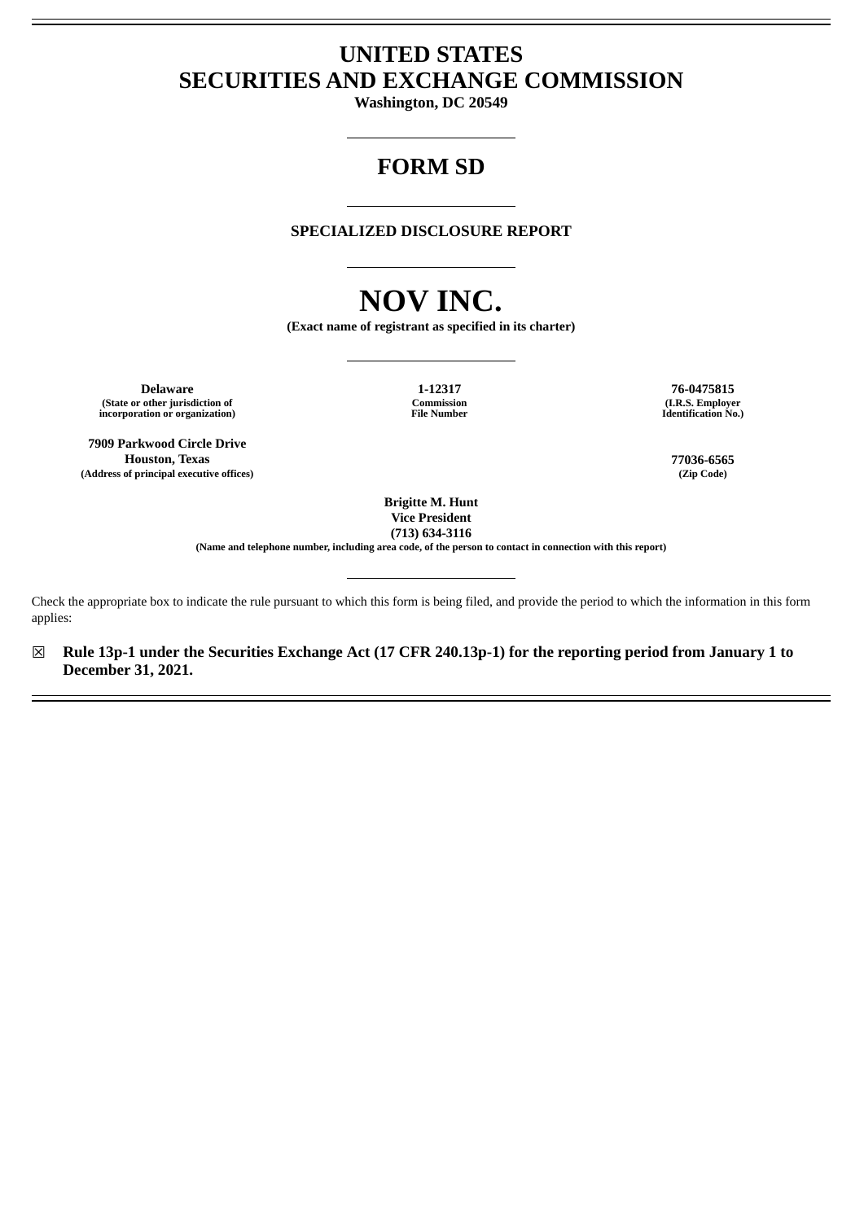# UNITED STATES SECURITIES AND EXCHANGE COMMISSION

**Washington, DC 20549**

---

# FORM SD

---

**SPECIALIZED DISCLOSURE REPORT**

---

# NOV INC.

**(Exact name of registrant as specified in its charter)**

---

| **Delaware** | **1-12317** | **76-0475815** |
|---|---|---|
| **(State or other jurisdiction of incorporation or organization)** | **Commission File Number** | **(I.R.S. Employer Identification No.)** |

| **7909 Parkwood Circle Drive Houston, Texas** | **77036-6565** |
|---|---|
| **(Address of principal executive offices)** | **(Zip Code)** |

**Brigitte M. Hunt**
**Vice President**
**(713) 634-3116**
**(Name and telephone number, including area code, of the person to contact in connection with this report)**

---

Check the appropriate box to indicate the rule pursuant to which this form is being filed, and provide the period to which the information in this form applies:

☒ **Rule 13p-1 under the Securities Exchange Act (17 CFR 240.13p-1) for the reporting period from January 1 to December 31, 2021.**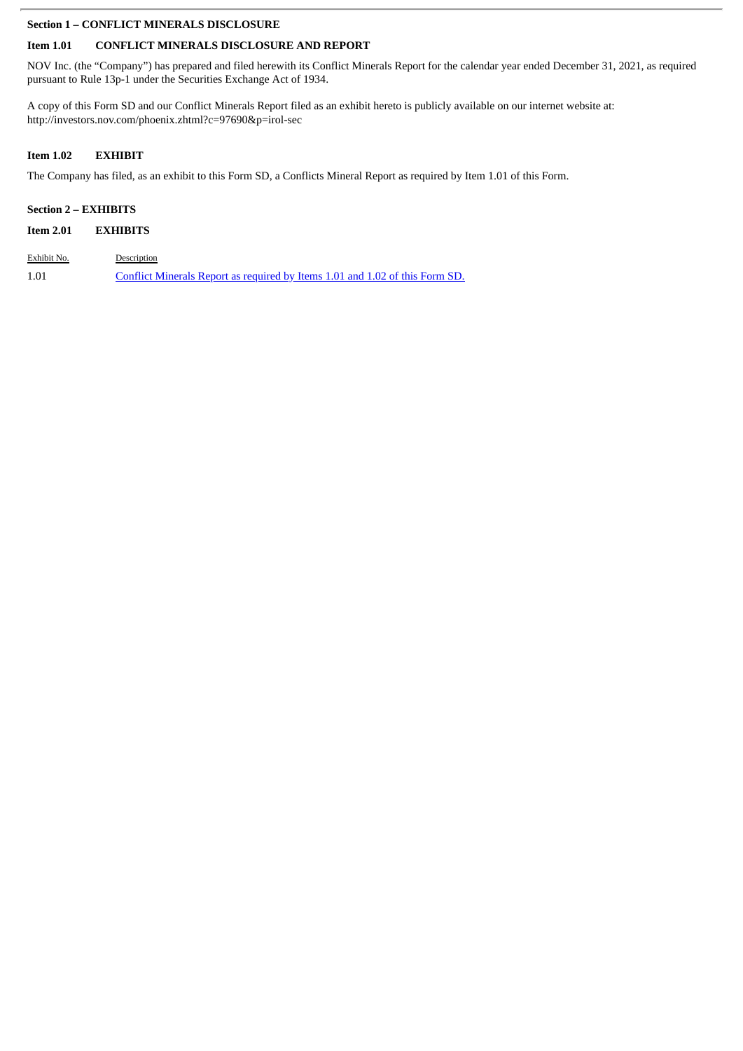**Section 1 – CONFLICT MINERALS DISCLOSURE**

**Item 1.01 CONFLICT MINERALS DISCLOSURE AND REPORT**

NOV Inc. (the "Company") has prepared and filed herewith its Conflict Minerals Report for the calendar year ended December 31, 2021, as required pursuant to Rule 13p-1 under the Securities Exchange Act of 1934.

A copy of this Form SD and our Conflict Minerals Report filed as an exhibit hereto is publicly available on our internet website at: http://investors.nov.com/phoenix.zhtml?c=97690&p=irol-sec

**Item 1.02 EXHIBIT**

The Company has filed, as an exhibit to this Form SD, a Conflicts Mineral Report as required by Item 1.01 of this Form.

**Section 2 – EXHIBITS**

**Item 2.01 EXHIBITS**

| Exhibit No. | Description |
| --- | --- |
| 1.01 | Conflict Minerals Report as required by Items 1.01 and 1.02 of this Form SD. |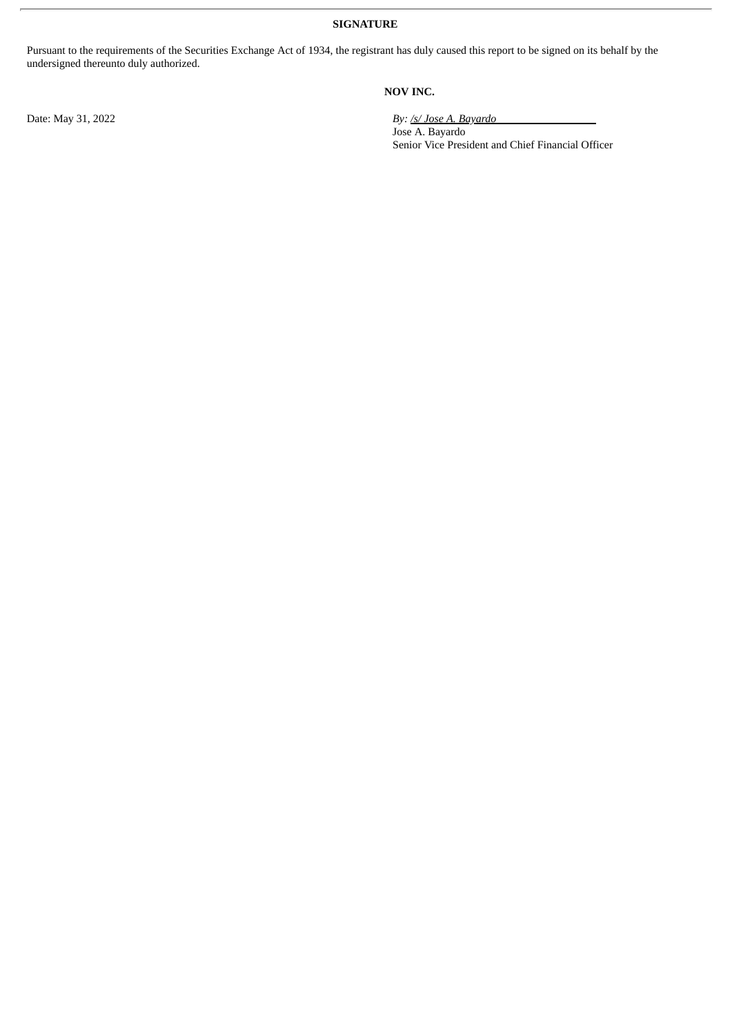**SIGNATURE**

Pursuant to the requirements of the Securities Exchange Act of 1934, the registrant has duly caused this report to be signed on its behalf by the undersigned thereunto duly authorized.

**NOV INC.**

Date: May 31, 2022

*By: /s/ Jose A. Bayardo*
Jose A. Bayardo
Senior Vice President and Chief Financial Officer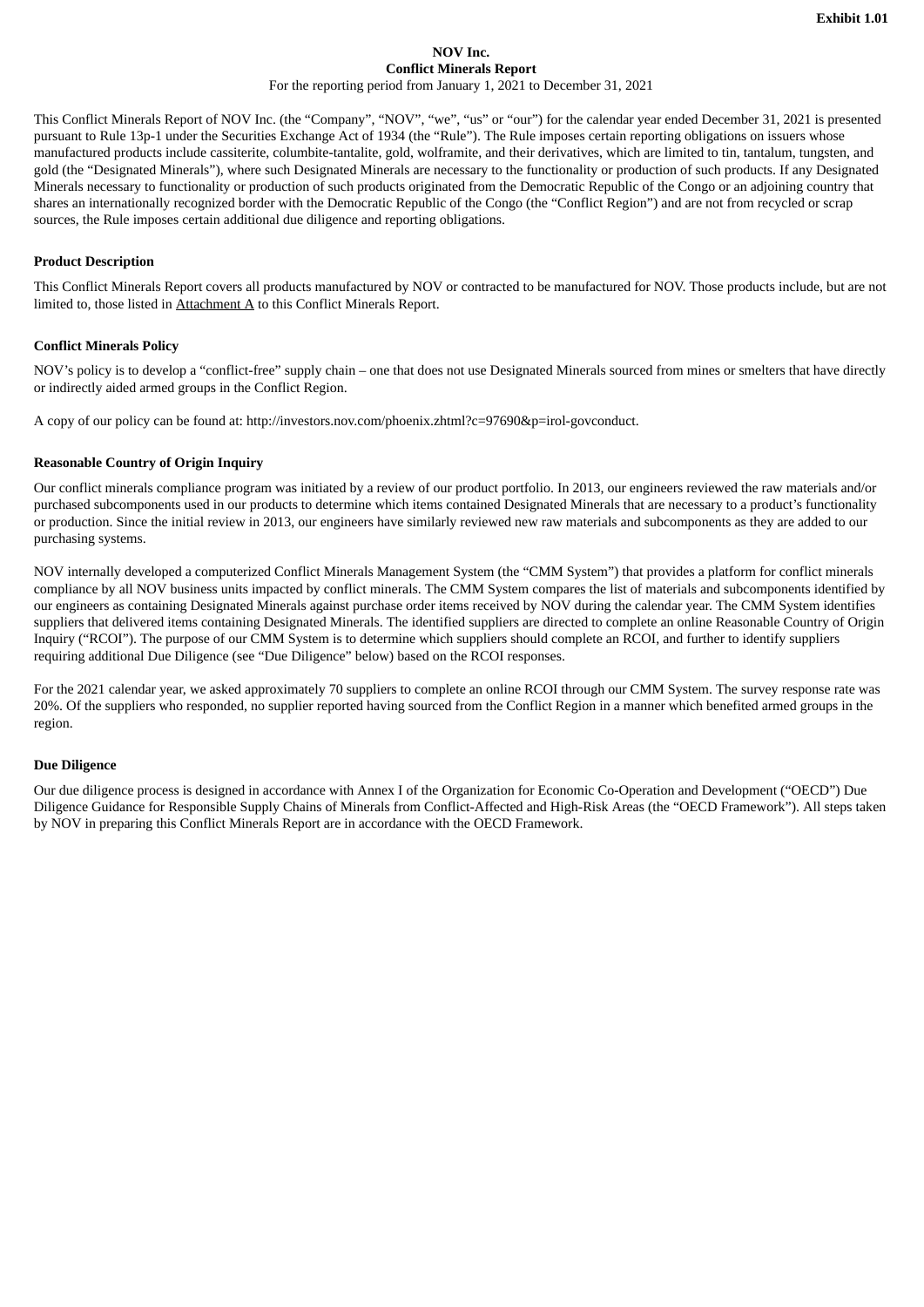Exhibit 1.01

**NOV Inc.**
**Conflict Minerals Report**
For the reporting period from January 1, 2021 to December 31, 2021

This Conflict Minerals Report of NOV Inc. (the "Company", "NOV", "we", "us" or "our") for the calendar year ended December 31, 2021 is presented pursuant to Rule 13p-1 under the Securities Exchange Act of 1934 (the "Rule"). The Rule imposes certain reporting obligations on issuers whose manufactured products include cassiterite, columbite-tantalite, gold, wolframite, and their derivatives, which are limited to tin, tantalum, tungsten, and gold (the "Designated Minerals"), where such Designated Minerals are necessary to the functionality or production of such products. If any Designated Minerals necessary to functionality or production of such products originated from the Democratic Republic of the Congo or an adjoining country that shares an internationally recognized border with the Democratic Republic of the Congo (the "Conflict Region") and are not from recycled or scrap sources, the Rule imposes certain additional due diligence and reporting obligations.

**Product Description**

This Conflict Minerals Report covers all products manufactured by NOV or contracted to be manufactured for NOV. Those products include, but are not limited to, those listed in Attachment A to this Conflict Minerals Report.

**Conflict Minerals Policy**

NOV's policy is to develop a "conflict-free" supply chain – one that does not use Designated Minerals sourced from mines or smelters that have directly or indirectly aided armed groups in the Conflict Region.

A copy of our policy can be found at: http://investors.nov.com/phoenix.zhtml?c=97690&p=irol-govconduct.

**Reasonable Country of Origin Inquiry**

Our conflict minerals compliance program was initiated by a review of our product portfolio. In 2013, our engineers reviewed the raw materials and/or purchased subcomponents used in our products to determine which items contained Designated Minerals that are necessary to a product's functionality or production. Since the initial review in 2013, our engineers have similarly reviewed new raw materials and subcomponents as they are added to our purchasing systems.

NOV internally developed a computerized Conflict Minerals Management System (the "CMM System") that provides a platform for conflict minerals compliance by all NOV business units impacted by conflict minerals. The CMM System compares the list of materials and subcomponents identified by our engineers as containing Designated Minerals against purchase order items received by NOV during the calendar year. The CMM System identifies suppliers that delivered items containing Designated Minerals. The identified suppliers are directed to complete an online Reasonable Country of Origin Inquiry ("RCOI"). The purpose of our CMM System is to determine which suppliers should complete an RCOI, and further to identify suppliers requiring additional Due Diligence (see "Due Diligence" below) based on the RCOI responses.

For the 2021 calendar year, we asked approximately 70 suppliers to complete an online RCOI through our CMM System. The survey response rate was 20%. Of the suppliers who responded, no supplier reported having sourced from the Conflict Region in a manner which benefited armed groups in the region.

**Due Diligence**

Our due diligence process is designed in accordance with Annex I of the Organization for Economic Co-Operation and Development ("OECD") Due Diligence Guidance for Responsible Supply Chains of Minerals from Conflict-Affected and High-Risk Areas (the "OECD Framework"). All steps taken by NOV in preparing this Conflict Minerals Report are in accordance with the OECD Framework.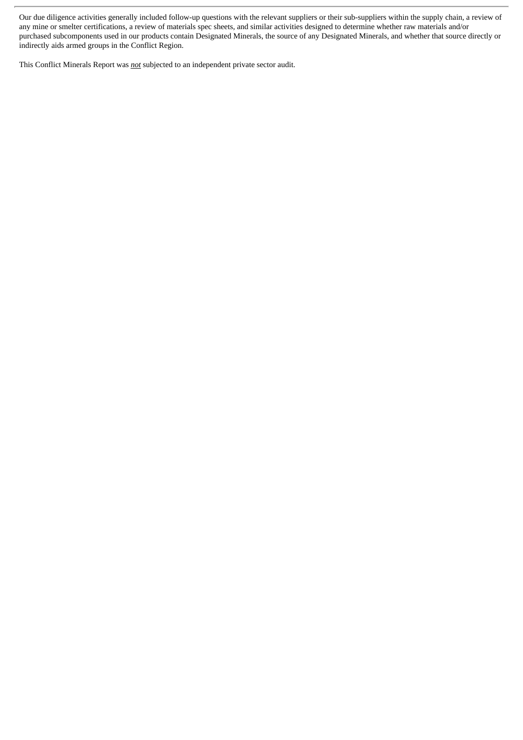Our due diligence activities generally included follow-up questions with the relevant suppliers or their sub-suppliers within the supply chain, a review of any mine or smelter certifications, a review of materials spec sheets, and similar activities designed to determine whether raw materials and/or purchased subcomponents used in our products contain Designated Minerals, the source of any Designated Minerals, and whether that source directly or indirectly aids armed groups in the Conflict Region.

This Conflict Minerals Report was ***not*** subjected to an independent private sector audit.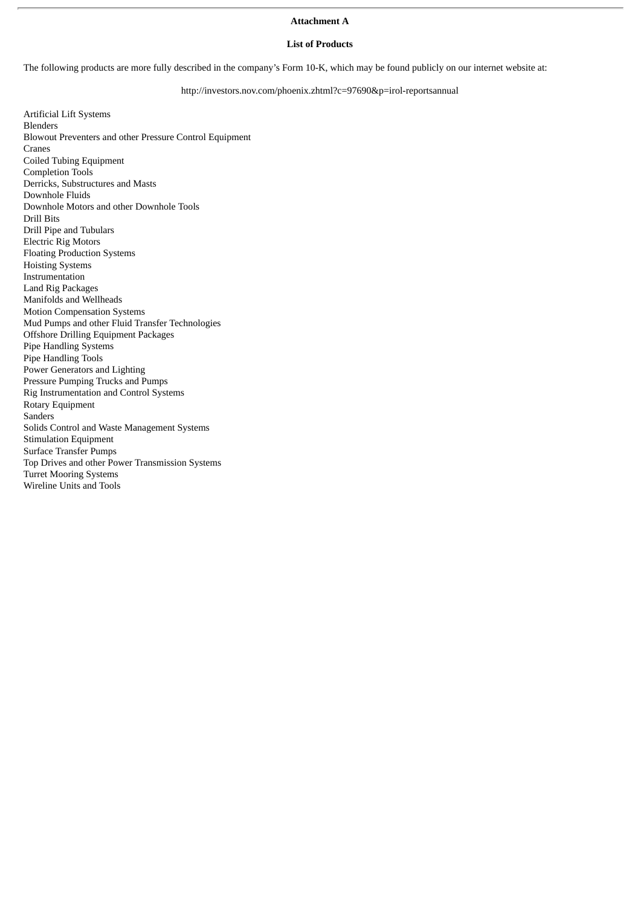**Attachment A**

**List of Products**

The following products are more fully described in the company's Form 10-K, which may be found publicly on our internet website at:

http://investors.nov.com/phoenix.zhtml?c=97690&p=irol-reportsannual

Artificial Lift Systems
Blenders
Blowout Preventers and other Pressure Control Equipment
Cranes
Coiled Tubing Equipment
Completion Tools
Derricks, Substructures and Masts
Downhole Fluids
Downhole Motors and other Downhole Tools
Drill Bits
Drill Pipe and Tubulars
Electric Rig Motors
Floating Production Systems
Hoisting Systems
Instrumentation
Land Rig Packages
Manifolds and Wellheads
Motion Compensation Systems
Mud Pumps and other Fluid Transfer Technologies
Offshore Drilling Equipment Packages
Pipe Handling Systems
Pipe Handling Tools
Power Generators and Lighting
Pressure Pumping Trucks and Pumps
Rig Instrumentation and Control Systems
Rotary Equipment
Sanders
Solids Control and Waste Management Systems
Stimulation Equipment
Surface Transfer Pumps
Top Drives and other Power Transmission Systems
Turret Mooring Systems
Wireline Units and Tools